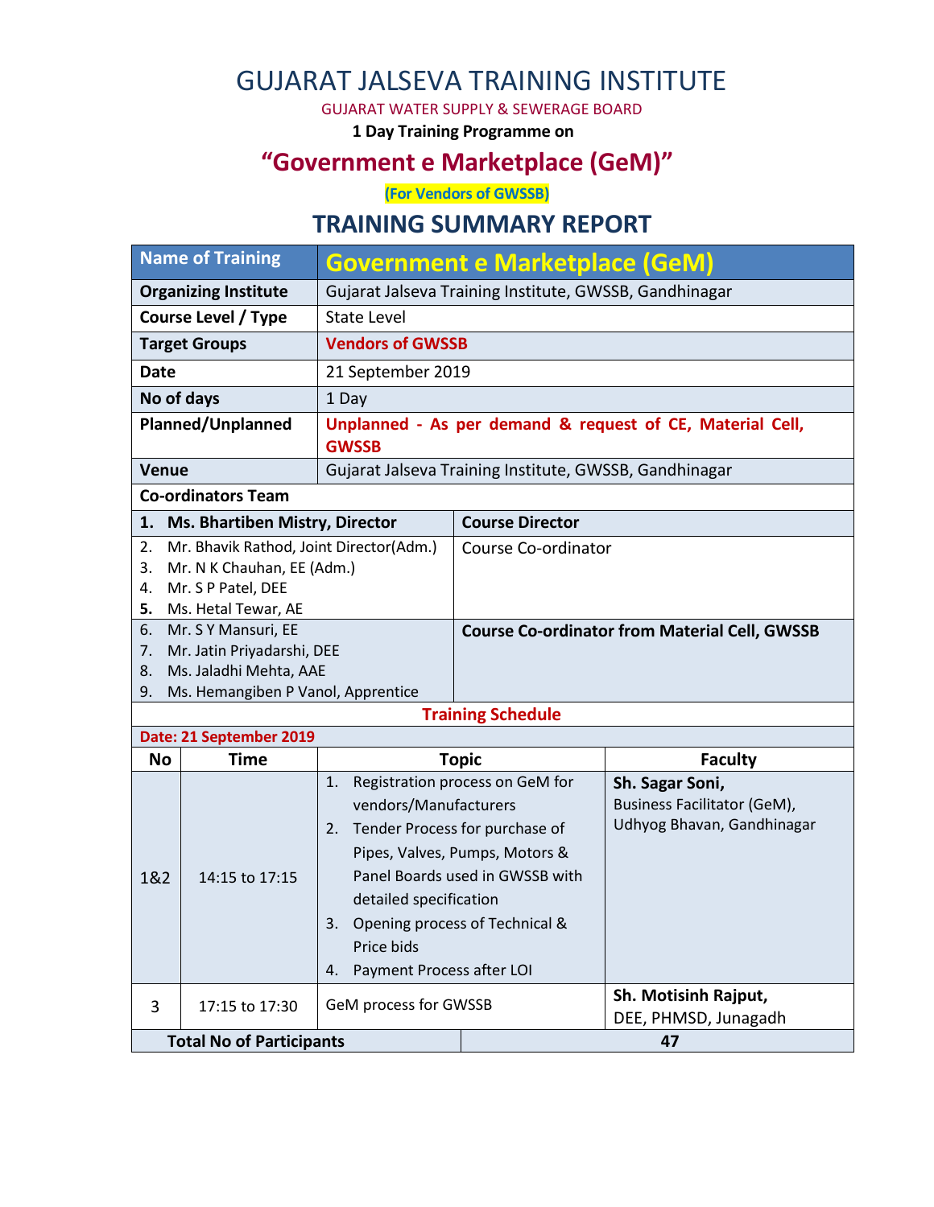# GUJARAT JALSEVA TRAINING INSTITUTE

GUJARAT WATER SUPPLY & SEWERAGE BOARD

**1 Day Training Programme on**

## "Government e Marketplace (GeM)"

**(For Vendors of GWSSB)**

## TRAINING SUMMARY REPORT

| Name of Training | Government e Marketplace (GeM) | | | |
|---|---|---|---|---|
| **Organizing Institute** | Gujarat Jalseva Training Institute, GWSSB, Gandhinagar | | | |
| **Course Level / Type** | State Level | | | |
| **Target Groups** | **Vendors of GWSSB** | | | |
| **Date** | 21 September 2019 | | | |
| **No of days** | 1 Day | | | |
| **Planned/Unplanned** | **Unplanned - As per demand & request of CE, Material Cell, GWSSB** | | | |
| **Venue** | Gujarat Jalseva Training Institute, GWSSB, Gandhinagar | | | |
| **Co-ordinators Team** | | | | |
| **1. Ms. Bhartiben Mistry, Director** | | **Course Director** | | |
| 2. Mr. Bhavik Rathod, Joint Director(Adm.)<br>3. Mr. N K Chauhan, EE (Adm.)<br>4. Mr. S P Patel, DEE<br>5. Ms. Hetal Tewar, AE | | Course Co-ordinator | | |
| 6. Mr. S Y Mansuri, EE<br>7. Mr. Jatin Priyadarshi, DEE<br>8. Ms. Jaladhi Mehta, AAE<br>9. Ms. Hemangiben P Vanol, Apprentice | | **Course Co-ordinator from Material Cell, GWSSB** | | |
| **Training Schedule** | | | | |
| **Date: 21 September 2019** | | | | |
| **No** | **Time** | **Topic** | **Faculty** | |
| 1&2 | 14:15 to 17:15 | 1. Registration process on GeM for vendors/Manufacturers<br>2. Tender Process for purchase of Pipes, Valves, Pumps, Motors & Panel Boards used in GWSSB with detailed specification<br>3. Opening process of Technical & Price bids<br>4. Payment Process after LOI | **Sh. Sagar Soni,**<br>Business Facilitator (GeM), Udhyog Bhavan, Gandhinagar | |
| 3 | 17:15 to 17:30 | GeM process for GWSSB | **Sh. Motisinh Rajput,**<br>DEE, PHMSD, Junagadh | |
| **Total No of Participants** | | **47** | | |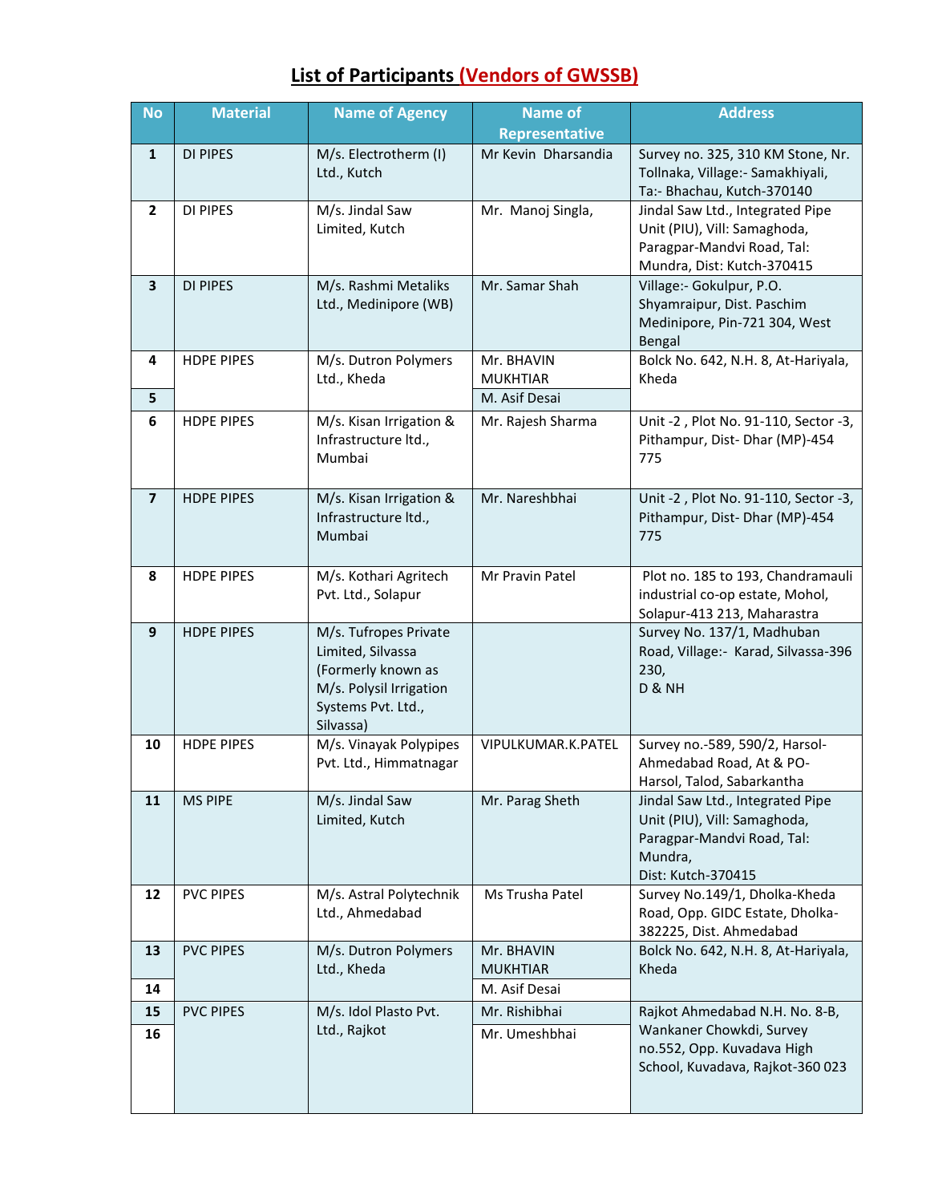# List of Participants (Vendors of GWSSB)

| No | Material | Name of Agency | Name of Representative | Address |
|---|---|---|---|---|
| 1 | DI PIPES | M/s. Electrotherm (I) Ltd., Kutch | Mr Kevin Dharsandia | Survey no. 325, 310 KM Stone, Nr. Tollnaka, Village:- Samakhiyali, Ta:- Bhachau, Kutch-370140 |
| 2 | DI PIPES | M/s. Jindal Saw Limited, Kutch | Mr. Manoj Singla, | Jindal Saw Ltd., Integrated Pipe Unit (PIU), Vill: Samaghoda, Paragpar-Mandvi Road, Tal: Mundra, Dist: Kutch-370415 |
| 3 | DI PIPES | M/s. Rashmi Metaliks Ltd., Medinipore (WB) | Mr. Samar Shah | Village:- Gokulpur, P.O. Shyamraipur, Dist. Paschim Medinipore, Pin-721 304, West Bengal |
| 4 | HDPE PIPES | M/s. Dutron Polymers Ltd., Kheda | Mr. BHAVIN MUKHTIAR | Bolck No. 642, N.H. 8, At-Hariyala, Kheda |
| 5 | | | M. Asif Desai | |
| 6 | HDPE PIPES | M/s. Kisan Irrigation & Infrastructure ltd., Mumbai | Mr. Rajesh Sharma | Unit -2 , Plot No. 91-110, Sector -3, Pithampur, Dist- Dhar (MP)-454 775 |
| 7 | HDPE PIPES | M/s. Kisan Irrigation & Infrastructure ltd., Mumbai | Mr. Nareshbhai | Unit -2 , Plot No. 91-110, Sector -3, Pithampur, Dist- Dhar (MP)-454 775 |
| 8 | HDPE PIPES | M/s. Kothari Agritech Pvt. Ltd., Solapur | Mr Pravin Patel | Plot no. 185 to 193, Chandramauli industrial co-op estate, Mohol, Solapur-413 213, Maharastra |
| 9 | HDPE PIPES | M/s. Tufropes Private Limited, Silvassa (Formerly known as M/s. Polysil Irrigation Systems Pvt. Ltd., Silvassa) | | Survey No. 137/1, Madhuban Road, Village:- Karad, Silvassa-396 230, D & NH |
| 10 | HDPE PIPES | M/s. Vinayak Polypipes Pvt. Ltd., Himmatnagar | VIPULKUMAR.K.PATEL | Survey no.-589, 590/2, Harsol-Ahmedabad Road, At & PO-Harsol, Talod, Sabarkantha |
| 11 | MS PIPE | M/s. Jindal Saw Limited, Kutch | Mr. Parag Sheth | Jindal Saw Ltd., Integrated Pipe Unit (PIU), Vill: Samaghoda, Paragpar-Mandvi Road, Tal: Mundra, Dist: Kutch-370415 |
| 12 | PVC PIPES | M/s. Astral Polytechnik Ltd., Ahmedabad | Ms Trusha Patel | Survey No.149/1, Dholka-Kheda Road, Opp. GIDC Estate, Dholka-382225, Dist. Ahmedabad |
| 13 | PVC PIPES | M/s. Dutron Polymers Ltd., Kheda | Mr. BHAVIN MUKHTIAR | Bolck No. 642, N.H. 8, At-Hariyala, Kheda |
| 14 | | | M. Asif Desai | |
| 15 | PVC PIPES | M/s. Idol Plasto Pvt. Ltd., Rajkot | Mr. Rishibhai | Rajkot Ahmedabad N.H. No. 8-B, Wankaner Chowkdi, Survey no.552, Opp. Kuvadava High School, Kuvadava, Rajkot-360 023 |
| 16 | | | Mr. Umeshbhai | |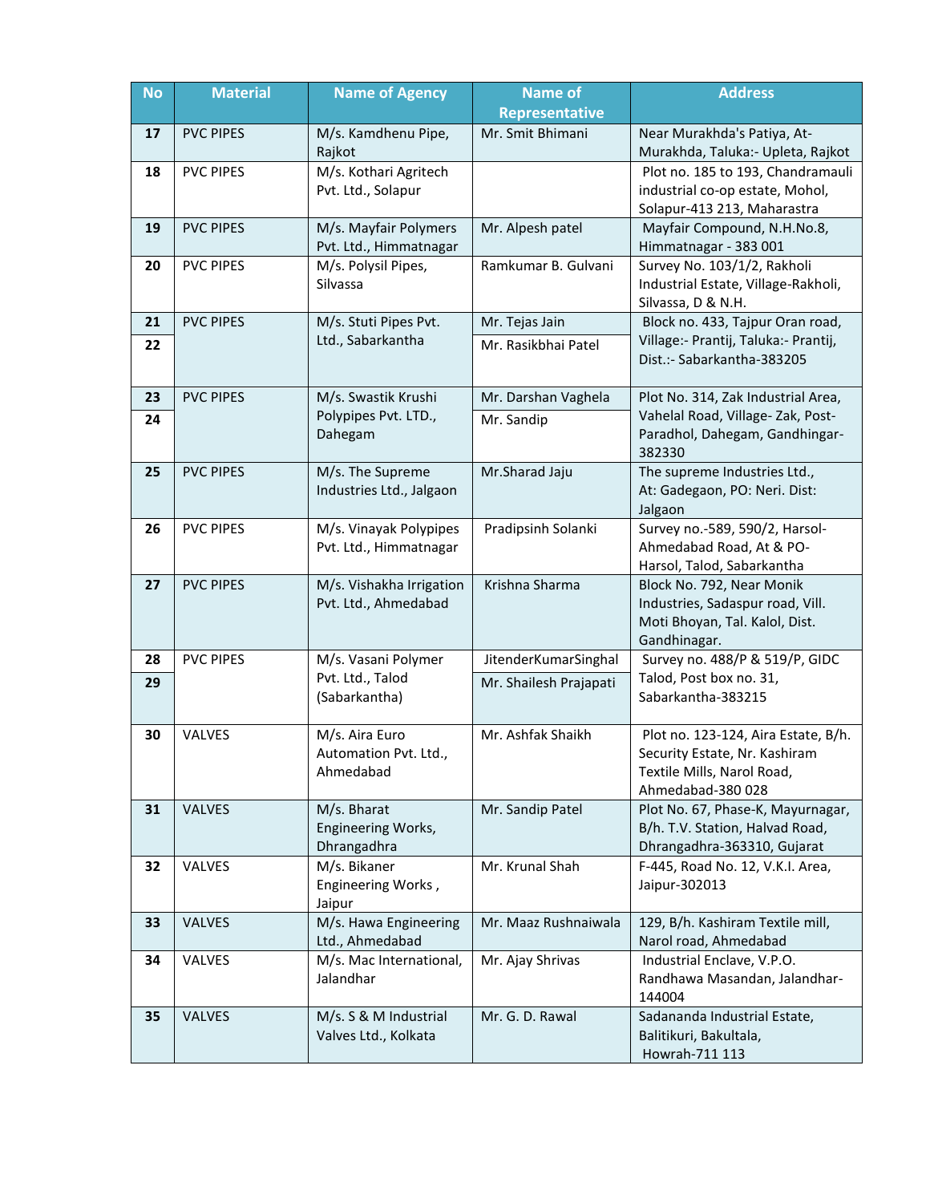| No | Material | Name of Agency | Name of Representative | Address |
|---|---|---|---|---|
| 17 | PVC PIPES | M/s. Kamdhenu Pipe, Rajkot | Mr. Smit Bhimani | Near Murakhda's Patiya, At- Murakhda, Taluka:- Upleta, Rajkot |
| 18 | PVC PIPES | M/s. Kothari Agritech Pvt. Ltd., Solapur | | Plot no. 185 to 193, Chandramauli industrial co-op estate, Mohol, Solapur-413 213, Maharastra |
| 19 | PVC PIPES | M/s. Mayfair Polymers Pvt. Ltd., Himmatnagar | Mr. Alpesh patel | Mayfair Compound, N.H.No.8, Himmatnagar - 383 001 |
| 20 | PVC PIPES | M/s. Polysil Pipes, Silvassa | Ramkumar B. Gulvani | Survey No. 103/1/2, Rakholi Industrial Estate, Village-Rakholi, Silvassa, D & N.H. |
| 21 | PVC PIPES | M/s. Stuti Pipes Pvt. Ltd., Sabarkantha | Mr. Tejas Jain | Block no. 433, Tajpur Oran road, Village:- Prantij, Taluka:- Prantij, Dist.:- Sabarkantha-383205 |
| 22 | | | Mr. Rasikbhai Patel | |
| 23 | PVC PIPES | M/s. Swastik Krushi Polypipes Pvt. LTD., Dahegam | Mr. Darshan Vaghela | Plot No. 314, Zak Industrial Area, Vahelal Road, Village- Zak, Post- Paradhol, Dahegam, Gandhingar-382330 |
| 24 | | | Mr. Sandip | |
| 25 | PVC PIPES | M/s. The Supreme Industries Ltd., Jalgaon | Mr.Sharad Jaju | The supreme Industries Ltd., At: Gadegaon, PO: Neri. Dist: Jalgaon |
| 26 | PVC PIPES | M/s. Vinayak Polypipes Pvt. Ltd., Himmatnagar | Pradipsinh Solanki | Survey no.-589, 590/2, Harsol-Ahmedabad Road, At & PO-Harsol, Talod, Sabarkantha |
| 27 | PVC PIPES | M/s. Vishakha Irrigation Pvt. Ltd., Ahmedabad | Krishna Sharma | Block No. 792, Near Monik Industries, Sadaspur road, Vill. Moti Bhoyan, Tal. Kalol, Dist. Gandhinagar. |
| 28 | PVC PIPES | M/s. Vasani Polymer Pvt. Ltd., Talod (Sabarkantha) | JitenderKumarSinghal | Survey no. 488/P & 519/P, GIDC Talod, Post box no. 31, Sabarkantha-383215 |
| 29 | | | Mr. Shailesh Prajapati | |
| 30 | VALVES | M/s. Aira Euro Automation Pvt. Ltd., Ahmedabad | Mr. Ashfak Shaikh | Plot no. 123-124, Aira Estate, B/h. Security Estate, Nr. Kashiram Textile Mills, Narol Road, Ahmedabad-380 028 |
| 31 | VALVES | M/s. Bharat Engineering Works, Dhrangadhra | Mr. Sandip Patel | Plot No. 67, Phase-K, Mayurnagar, B/h. T.V. Station, Halvad Road, Dhrangadhra-363310, Gujarat |
| 32 | VALVES | M/s. Bikaner Engineering Works , Jaipur | Mr. Krunal Shah | F-445, Road No. 12, V.K.I. Area, Jaipur-302013 |
| 33 | VALVES | M/s. Hawa Engineering Ltd., Ahmedabad | Mr. Maaz Rushnaiwala | 129, B/h. Kashiram Textile mill, Narol road, Ahmedabad |
| 34 | VALVES | M/s. Mac International, Jalandhar | Mr. Ajay Shrivas | Industrial Enclave, V.P.O. Randhawa Masandan, Jalandhar-144004 |
| 35 | VALVES | M/s. S & M Industrial Valves Ltd., Kolkata | Mr. G. D. Rawal | Sadananda Industrial Estate, Balitikuri, Bakultala, Howrah-711 113 |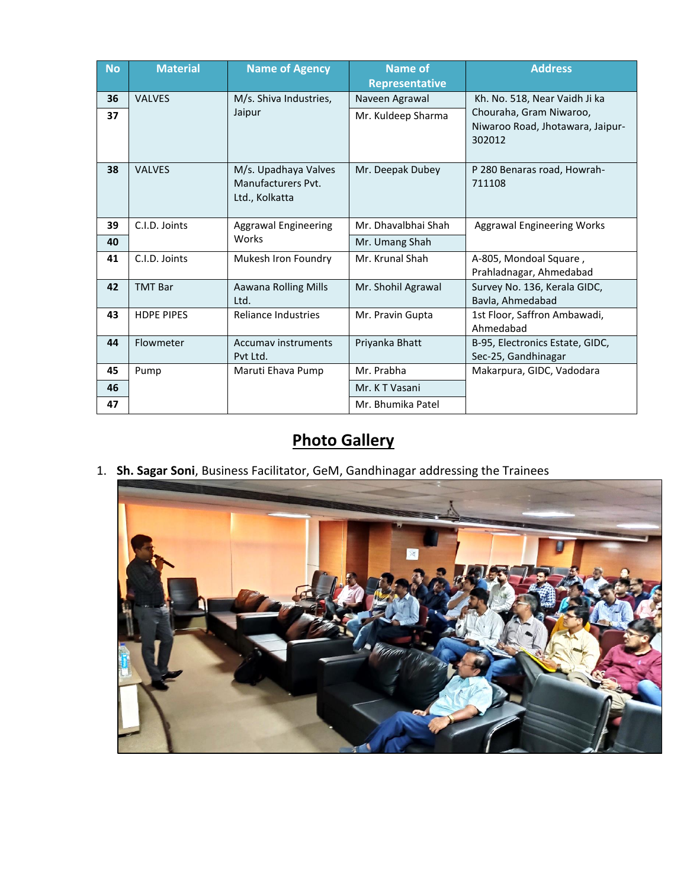| No | Material | Name of Agency | Name of Representative | Address |
|---|---|---|---|---|
| 36 | VALVES | M/s. Shiva Industries, Jaipur | Naveen Agrawal | Kh. No. 518, Near Vaidh Ji ka Chouraha, Gram Niwaroo, Niwaroo Road, Jhotawara, Jaipur-302012 |
| 37 | | | Mr. Kuldeep Sharma | |
| 38 | VALVES | M/s. Upadhaya Valves Manufacturers Pvt. Ltd., Kolkatta | Mr. Deepak Dubey | P 280 Benaras road, Howrah-711108 |
| 39 | C.I.D. Joints | Aggrawal Engineering Works | Mr. Dhavalbhai Shah | Aggrawal Engineering Works |
| 40 | | | Mr. Umang Shah | |
| 41 | C.I.D. Joints | Mukesh Iron Foundry | Mr. Krunal Shah | A-805, Mondoal Square , Prahladnagar, Ahmedabad |
| 42 | TMT Bar | Aawana Rolling Mills Ltd. | Mr. Shohil Agrawal | Survey No. 136, Kerala GIDC, Bavla, Ahmedabad |
| 43 | HDPE PIPES | Reliance Industries | Mr. Pravin Gupta | 1st Floor, Saffron Ambawadi, Ahmedabad |
| 44 | Flowmeter | Accumav instruments Pvt Ltd. | Priyanka Bhatt | B-95, Electronics Estate, GIDC, Sec-25, Gandhinagar |
| 45 | Pump | Maruti Ehava Pump | Mr. Prabha | Makarpura, GIDC, Vadodara |
| 46 | | | Mr. K T Vasani | |
| 47 | | | Mr. Bhumika Patel | |

## Photo Gallery

1. **Sh. Sagar Soni**, Business Facilitator, GeM, Gandhinagar addressing the Trainees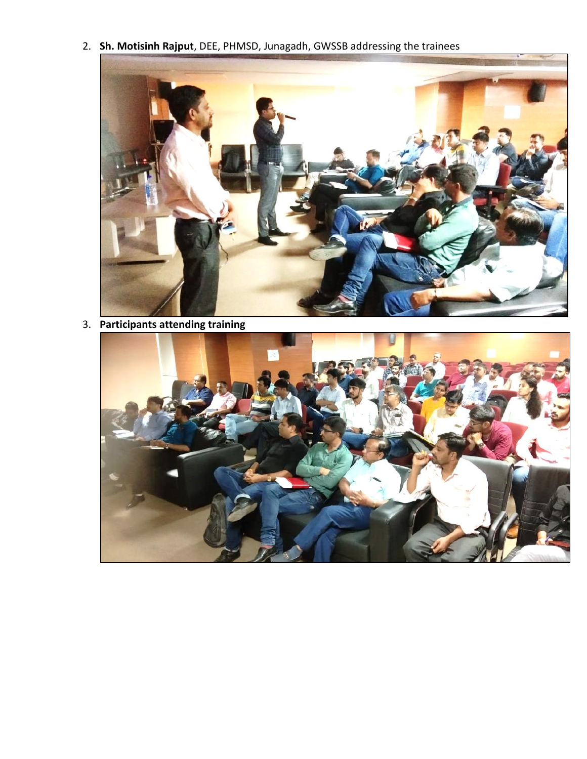2. **Sh. Motisinh Rajput**, DEE, PHMSD, Junagadh, GWSSB addressing the trainees

3. **Participants attending training**